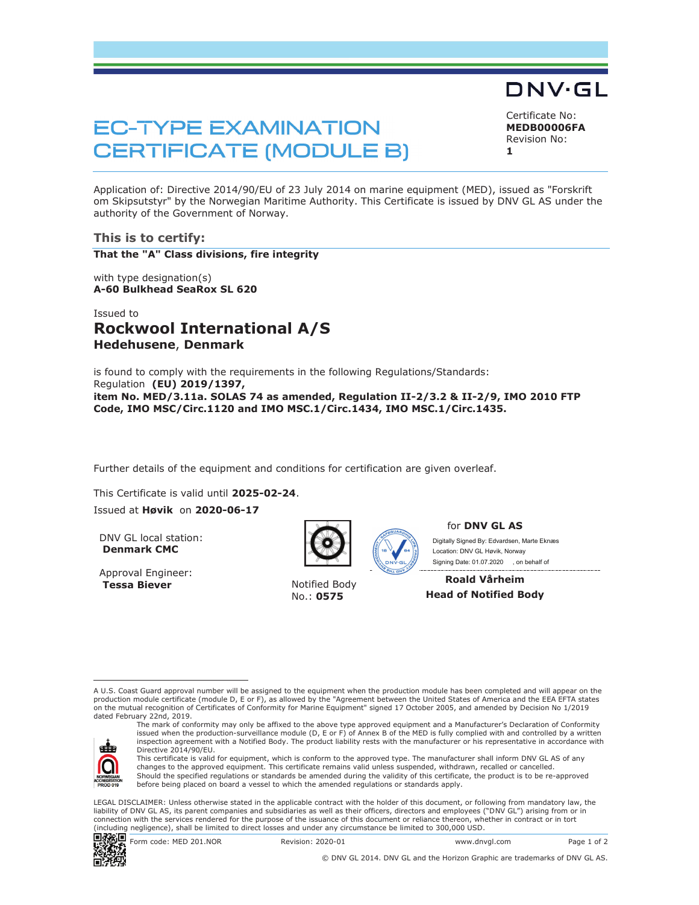DNV·GL

# EC-TYPE EXAMINATION CERTIFICATE (MODULE B)

Certificate No:
**MEDB00006FA**
Revision No:
**1**

Application of: Directive 2014/90/EU of 23 July 2014 on marine equipment (MED), issued as "Forskrift om Skipsutstyr" by the Norwegian Maritime Authority. This Certificate is issued by DNV GL AS under the authority of the Government of Norway.

## This is to certify:

**That the "A" Class divisions, fire integrity**

with type designation(s)
**A-60 Bulkhead SeaRox SL 620**

Issued to
## Rockwool International A/S
**Hedehusene**, **Denmark**

is found to comply with the requirements in the following Regulations/Standards:
Regulation **(EU) 2019/1397,**
**item No. MED/3.11a. SOLAS 74 as amended, Regulation II-2/3.2 & II-2/9, IMO 2010 FTP Code, IMO MSC/Circ.1120 and IMO MSC.1/Circ.1434, IMO MSC.1/Circ.1435.**

Further details of the equipment and conditions for certification are given overleaf.

This Certificate is valid until **2025-02-24**.

Issued at **Høvik** on **2020-06-17**

DNV GL local station:
**Denmark CMC**

Approval Engineer:
**Tessa Biever**

Notified Body
No.: **0575**

for **DNV GL AS**

Digitally Signed By: Edvardsen, Marte Eknæs
Location: DNV GL Høvik, Norway
Signing Date: 01.07.2020 , on behalf of

**Roald Vårheim**
**Head of Notified Body**

---

A U.S. Coast Guard approval number will be assigned to the equipment when the production module has been completed and will appear on the production module certificate (module D, E or F), as allowed by the "Agreement between the United States of America and the EEA EFTA states on the mutual recognition of Certificates of Conformity for Marine Equipment" signed 17 October 2005, and amended by Decision No 1/2019 dated February 22nd, 2019.

The mark of conformity may only be affixed to the above type approved equipment and a Manufacturer's Declaration of Conformity issued when the production-surveillance module (D, E or F) of Annex B of the MED is fully complied with and controlled by a written inspection agreement with a Notified Body. The product liability rests with the manufacturer or his representative in accordance with Directive 2014/90/EU.

This certificate is valid for equipment, which is conform to the approved type. The manufacturer shall inform DNV GL AS of any changes to the approved equipment. This certificate remains valid unless suspended, withdrawn, recalled or cancelled.

Should the specified regulations or standards be amended during the validity of this certificate, the product is to be re-approved before being placed on board a vessel to which the amended regulations or standards apply.

NORWEGIAN ACCREDITATION PROD 019

LEGAL DISCLAIMER: Unless otherwise stated in the applicable contract with the holder of this document, or following from mandatory law, the liability of DNV GL AS, its parent companies and subsidiaries as well as their officers, directors and employees ("DNV GL") arising from or in connection with the services rendered for the purpose of the issuance of this document or reliance thereon, whether in contract or in tort (including negligence), shall be limited to direct losses and under any circumstance be limited to 300,000 USD.

Form code: MED 201.NOR Revision: 2020-01 www.dnvgl.com

© DNV GL 2014. DNV GL and the Horizon Graphic are trademarks of DNV GL AS.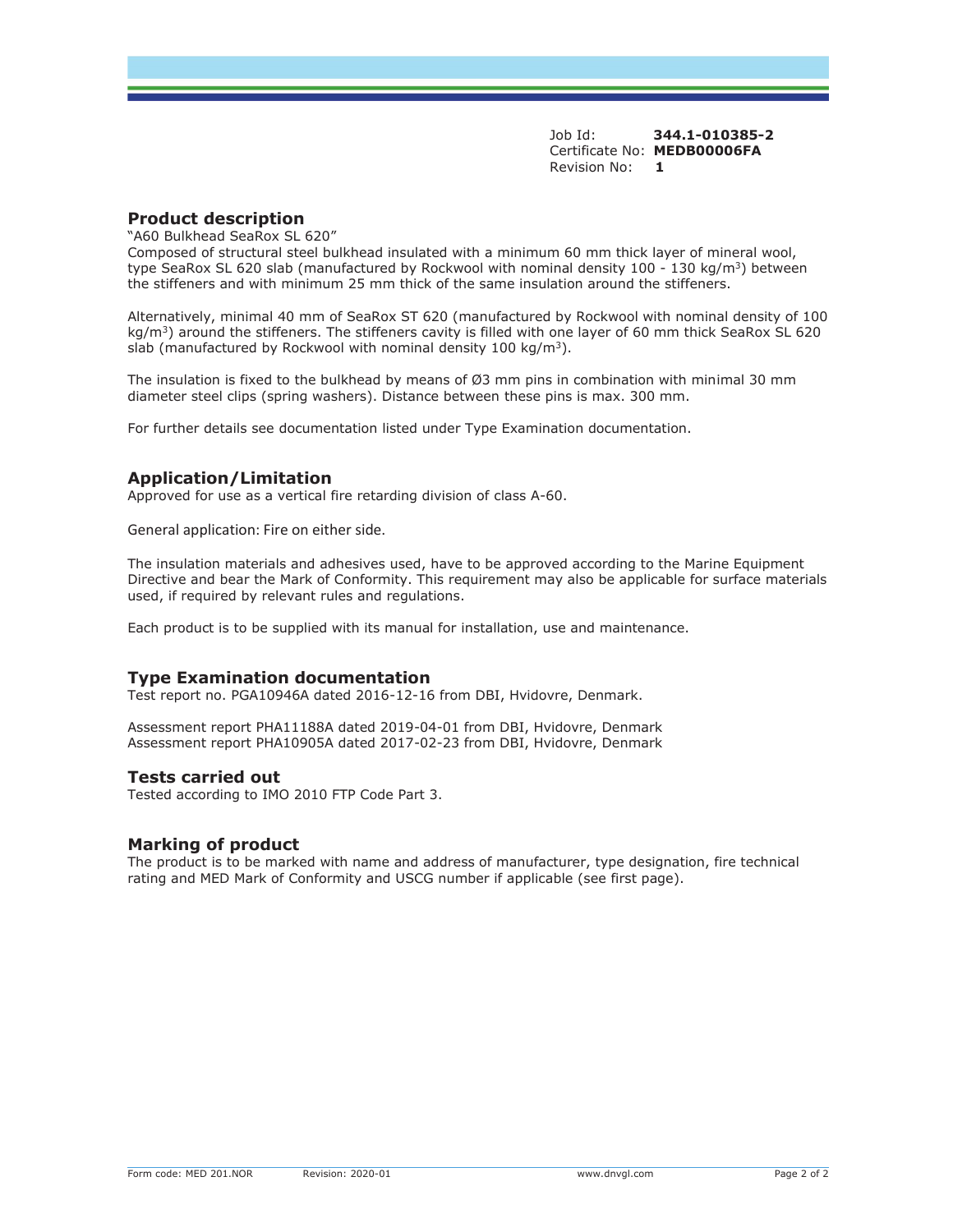Job Id: **344.1-010385-2**
Certificate No: **MEDB00006FA**
Revision No: **1**

## Product description

"A60 Bulkhead SeaRox SL 620"
Composed of structural steel bulkhead insulated with a minimum 60 mm thick layer of mineral wool, type SeaRox SL 620 slab (manufactured by Rockwool with nominal density 100 - 130 kg/m$^3$) between the stiffeners and with minimum 25 mm thick of the same insulation around the stiffeners.

Alternatively, minimal 40 mm of SeaRox ST 620 (manufactured by Rockwool with nominal density of 100 kg/m$^3$) around the stiffeners. The stiffeners cavity is filled with one layer of 60 mm thick SeaRox SL 620 slab (manufactured by Rockwool with nominal density 100 kg/m$^3$).

The insulation is fixed to the bulkhead by means of Ø3 mm pins in combination with minimal 30 mm diameter steel clips (spring washers). Distance between these pins is max. 300 mm.

For further details see documentation listed under Type Examination documentation.

## Application/Limitation

Approved for use as a vertical fire retarding division of class A-60.

General application: Fire on either side.

The insulation materials and adhesives used, have to be approved according to the Marine Equipment Directive and bear the Mark of Conformity. This requirement may also be applicable for surface materials used, if required by relevant rules and regulations.

Each product is to be supplied with its manual for installation, use and maintenance.

## Type Examination documentation

Test report no. PGA10946A dated 2016-12-16 from DBI, Hvidovre, Denmark.

Assessment report PHA11188A dated 2019-04-01 from DBI, Hvidovre, Denmark
Assessment report PHA10905A dated 2017-02-23 from DBI, Hvidovre, Denmark

## Tests carried out

Tested according to IMO 2010 FTP Code Part 3.

## Marking of product

The product is to be marked with name and address of manufacturer, type designation, fire technical rating and MED Mark of Conformity and USCG number if applicable (see first page).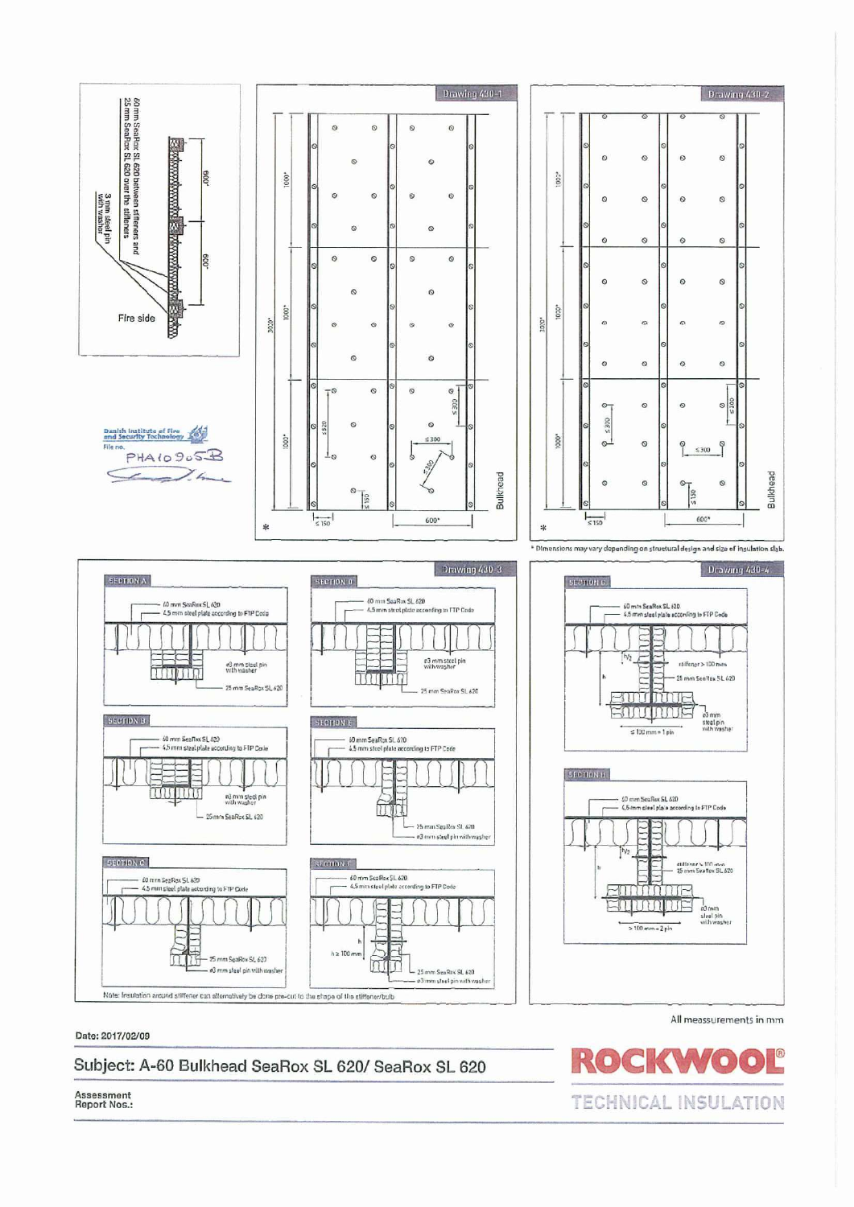60 mm SeaRox SL 620 between stiffeners and
25 mm SeaRox SL 620 over the stiffeners

3 mm steel pin
with washer

600*

600*

Fire side

Danish Institute of Fire and Security Technology

File no.

PHA10905B

Drawing 430-1

1000*

1000*

1000*

3000*

≤ 300

≤ 520

≤ 300

≤ 300

≤ 150

≤ 150

600*

Bulkhead

*

Drawing 430-2

1000*

1000*

1000*

3000*

≤ 300

≤ 300

≤ 300

≤ 150

≤ 150

600*

Bulkhead

*

* Dimensions may vary depending on structural design and size of insulation slab.

Drawing 430-3

SECTION A

60 mm SeaRox SL 620

4,5 mm steel plate according to FTP Code

ø3 mm steel pin with washer

25 mm SeaRox SL 620

SECTION D

60 mm SeaRox SL 620

4,5 mm steel plate according to FTP Code

ø3 mm steel pin with washer

25 mm SeaRox SL 620

SECTION B

60 mm SeaRox SL 620

4,5 mm steel plate according to FTP Code

ø3 mm steel pin with washer

25 mm SeaRox SL 620

SECTION E

60 mm SeaRox SL 620

4,5 mm steel plate according to FTP Code

25 mm SeaRox SL 620

ø3 mm steel pin with washer

SECTION C

60 mm SeaRox SL 620

4,5 mm steel plate according to FTP Code

25 mm SeaRox SL 620

ø3 mm steel pin with washer

SECTION F

60 mm SeaRox SL 620

4,5 mm steel plate according to FTP Code

h

h ≥ 100 mm

25 mm SeaRox SL 620

ø3 mm steel pin with washer

Note: Insulation around stiffener can alternatively be done pre-cut to the shape of the stiffener/bulb

Drawing 430-4

SECTION G

60 mm SeaRox SL 620

4,5 mm steel plate according to FTP Code

h/2

h

stiffener > 100 mm

25 mm SeaRox SL 620

ø3 mm steel pin with washer

≤ 100 mm = 1 pin

SECTION H

60 mm SeaRox SL 620

4,5 mm steel plate according to FTP Code

h/2

h

stiffener > 100 mm

25 mm SeaRox SL 620

ø3 mm steel pin with washer

> 100 mm = 2 pin

All meassurements in mm

Date: 2017/02/09

Subject: A-60 Bulkhead SeaRox SL 620/ SeaRox SL 620

Assessment Report Nos.:

ROCKWOOL®

TECHNICAL INSULATION